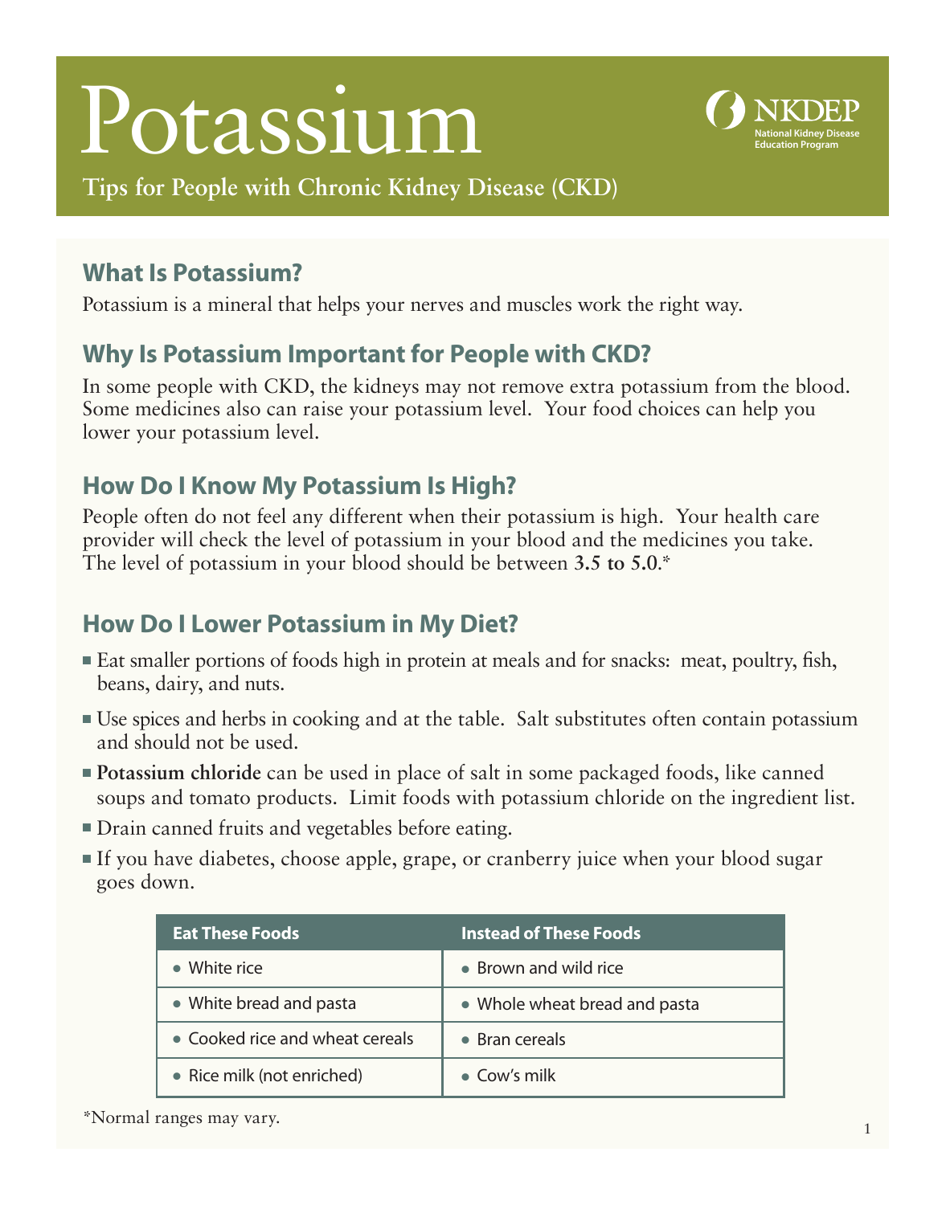# Potassium

**Tips for People with Chronic Kidney Disease (CKD)**

NKDEP
National Kidney Disease Education Program

## What Is Potassium?

Potassium is a mineral that helps your nerves and muscles work the right way.

## Why Is Potassium Important for People with CKD?

In some people with CKD, the kidneys may not remove extra potassium from the blood. Some medicines also can raise your potassium level. Your food choices can help you lower your potassium level.

## How Do I Know My Potassium Is High?

People often do not feel any different when their potassium is high. Your health care provider will check the level of potassium in your blood and the medicines you take. The level of potassium in your blood should be between **3.5 to 5.0**.*

## How Do I Lower Potassium in My Diet?

- Eat smaller portions of foods high in protein at meals and for snacks: meat, poultry, fish, beans, dairy, and nuts.
- Use spices and herbs in cooking and at the table. Salt substitutes often contain potassium and should not be used.
- **Potassium chloride** can be used in place of salt in some packaged foods, like canned soups and tomato products. Limit foods with potassium chloride on the ingredient list.
- Drain canned fruits and vegetables before eating.
- If you have diabetes, choose apple, grape, or cranberry juice when your blood sugar goes down.

| Eat These Foods | Instead of These Foods |
|---|---|
| • White rice | • Brown and wild rice |
| • White bread and pasta | • Whole wheat bread and pasta |
| • Cooked rice and wheat cereals | • Bran cereals |
| • Rice milk (not enriched) | • Cow's milk |

*Normal ranges may vary.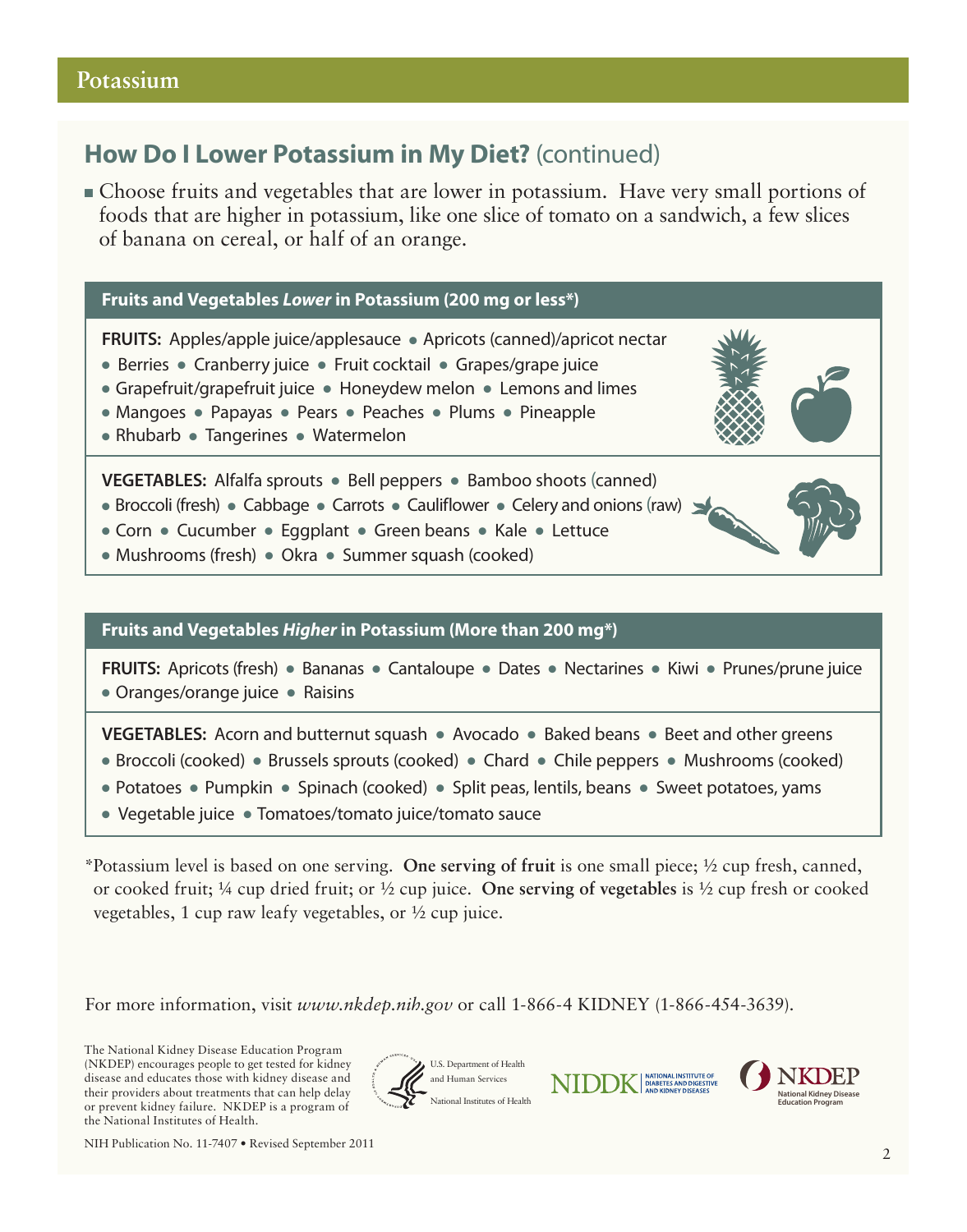## Potassium

## How Do I Lower Potassium in My Diet? (continued)

- Choose fruits and vegetables that are lower in potassium. Have very small portions of foods that are higher in potassium, like one slice of tomato on a sandwich, a few slices of banana on cereal, or half of an orange.

### Fruits and Vegetables *Lower* in Potassium (200 mg or less*)

**FRUITS:** Apples/apple juice/applesauce • Apricots (canned)/apricot nectar • Berries • Cranberry juice • Fruit cocktail • Grapes/grape juice • Grapefruit/grapefruit juice • Honeydew melon • Lemons and limes • Mangoes • Papayas • Pears • Peaches • Plums • Pineapple • Rhubarb • Tangerines • Watermelon

**VEGETABLES:** Alfalfa sprouts • Bell peppers • Bamboo shoots (canned) • Broccoli (fresh) • Cabbage • Carrots • Cauliflower • Celery and onions (raw) • Corn • Cucumber • Eggplant • Green beans • Kale • Lettuce • Mushrooms (fresh) • Okra • Summer squash (cooked)

### Fruits and Vegetables *Higher* in Potassium (More than 200 mg*)

**FRUITS:** Apricots (fresh) • Bananas • Cantaloupe • Dates • Nectarines • Kiwi • Prunes/prune juice • Oranges/orange juice • Raisins

**VEGETABLES:** Acorn and butternut squash • Avocado • Baked beans • Beet and other greens • Broccoli (cooked) • Brussels sprouts (cooked) • Chard • Chile peppers • Mushrooms (cooked) • Potatoes • Pumpkin • Spinach (cooked) • Split peas, lentils, beans • Sweet potatoes, yams • Vegetable juice • Tomatoes/tomato juice/tomato sauce

*Potassium level is based on one serving. **One serving of fruit** is one small piece; ½ cup fresh, canned, or cooked fruit; ¼ cup dried fruit; or ½ cup juice. **One serving of vegetables** is ½ cup fresh or cooked vegetables, 1 cup raw leafy vegetables, or ½ cup juice.

For more information, visit *www.nkdep.nih.gov* or call 1-866-4 KIDNEY (1-866-454-3639).

The National Kidney Disease Education Program (NKDEP) encourages people to get tested for kidney disease and educates those with kidney disease and their providers about treatments that can help delay or prevent kidney failure. NKDEP is a program of the National Institutes of Health.

U.S. Department of Health and Human Services
National Institutes of Health

NIDDK | NATIONAL INSTITUTE OF DIABETES AND DIGESTIVE AND KIDNEY DISEASES

NKDEP National Kidney Disease Education Program

NIH Publication No. 11-7407 • Revised September 2011